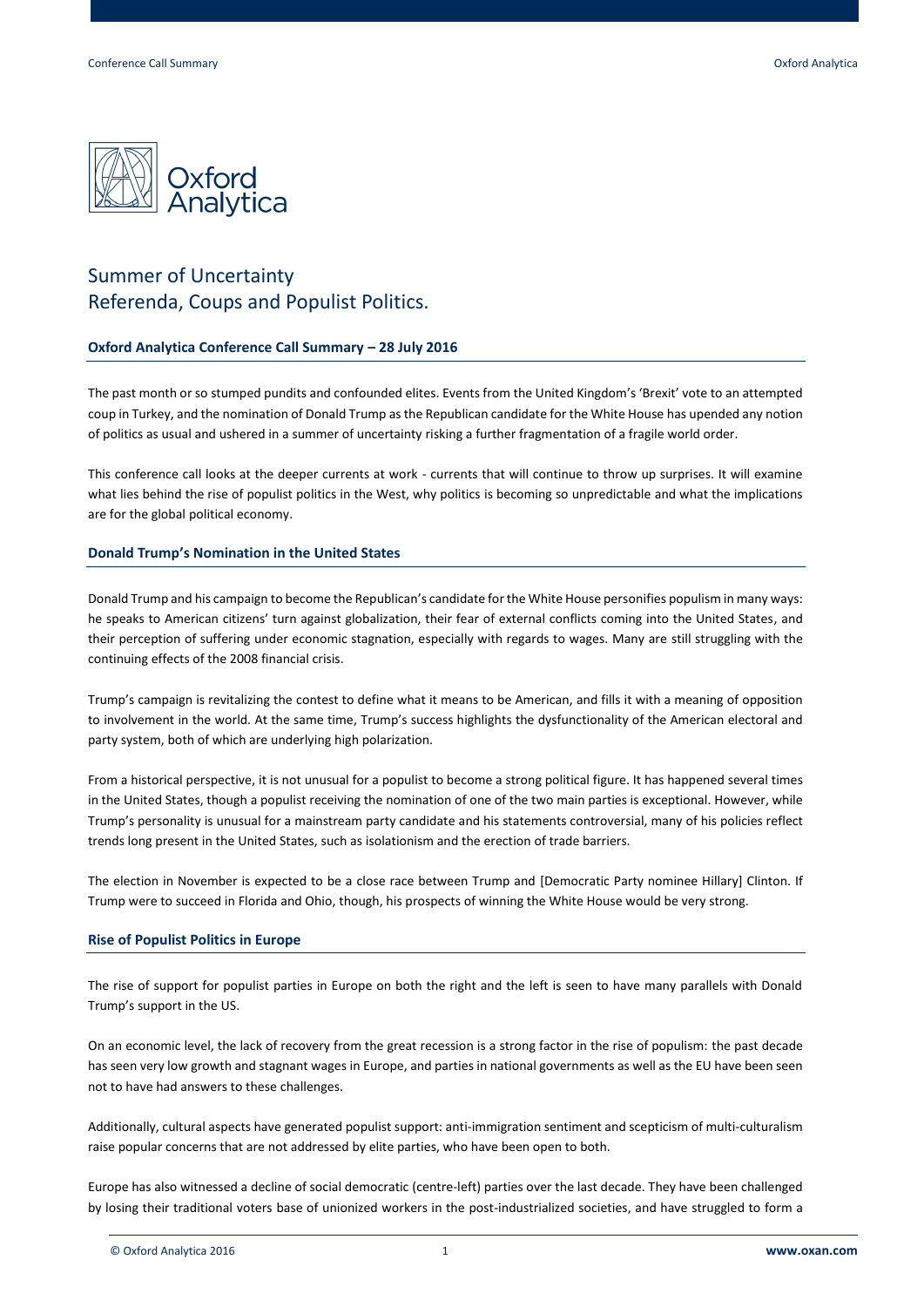Oxford Analytica

# Summer of Uncertainty
# Referenda, Coups and Populist Politics.

## Oxford Analytica Conference Call Summary – 28 July 2016

The past month or so stumped pundits and confounded elites. Events from the United Kingdom's 'Brexit' vote to an attempted coup in Turkey, and the nomination of Donald Trump as the Republican candidate for the White House has upended any notion of politics as usual and ushered in a summer of uncertainty risking a further fragmentation of a fragile world order.

This conference call looks at the deeper currents at work - currents that will continue to throw up surprises. It will examine what lies behind the rise of populist politics in the West, why politics is becoming so unpredictable and what the implications are for the global political economy.

## Donald Trump's Nomination in the United States

Donald Trump and his campaign to become the Republican's candidate for the White House personifies populism in many ways: he speaks to American citizens' turn against globalization, their fear of external conflicts coming into the United States, and their perception of suffering under economic stagnation, especially with regards to wages. Many are still struggling with the continuing effects of the 2008 financial crisis.

Trump's campaign is revitalizing the contest to define what it means to be American, and fills it with a meaning of opposition to involvement in the world. At the same time, Trump's success highlights the dysfunctionality of the American electoral and party system, both of which are underlying high polarization.

From a historical perspective, it is not unusual for a populist to become a strong political figure. It has happened several times in the United States, though a populist receiving the nomination of one of the two main parties is exceptional. However, while Trump's personality is unusual for a mainstream party candidate and his statements controversial, many of his policies reflect trends long present in the United States, such as isolationism and the erection of trade barriers.

The election in November is expected to be a close race between Trump and [Democratic Party nominee Hillary] Clinton. If Trump were to succeed in Florida and Ohio, though, his prospects of winning the White House would be very strong.

## Rise of Populist Politics in Europe

The rise of support for populist parties in Europe on both the right and the left is seen to have many parallels with Donald Trump's support in the US.

On an economic level, the lack of recovery from the great recession is a strong factor in the rise of populism: the past decade has seen very low growth and stagnant wages in Europe, and parties in national governments as well as the EU have been seen not to have had answers to these challenges.

Additionally, cultural aspects have generated populist support: anti-immigration sentiment and scepticism of multi-culturalism raise popular concerns that are not addressed by elite parties, who have been open to both.

Europe has also witnessed a decline of social democratic (centre-left) parties over the last decade. They have been challenged by losing their traditional voters base of unionized workers in the post-industrialized societies, and have struggled to form a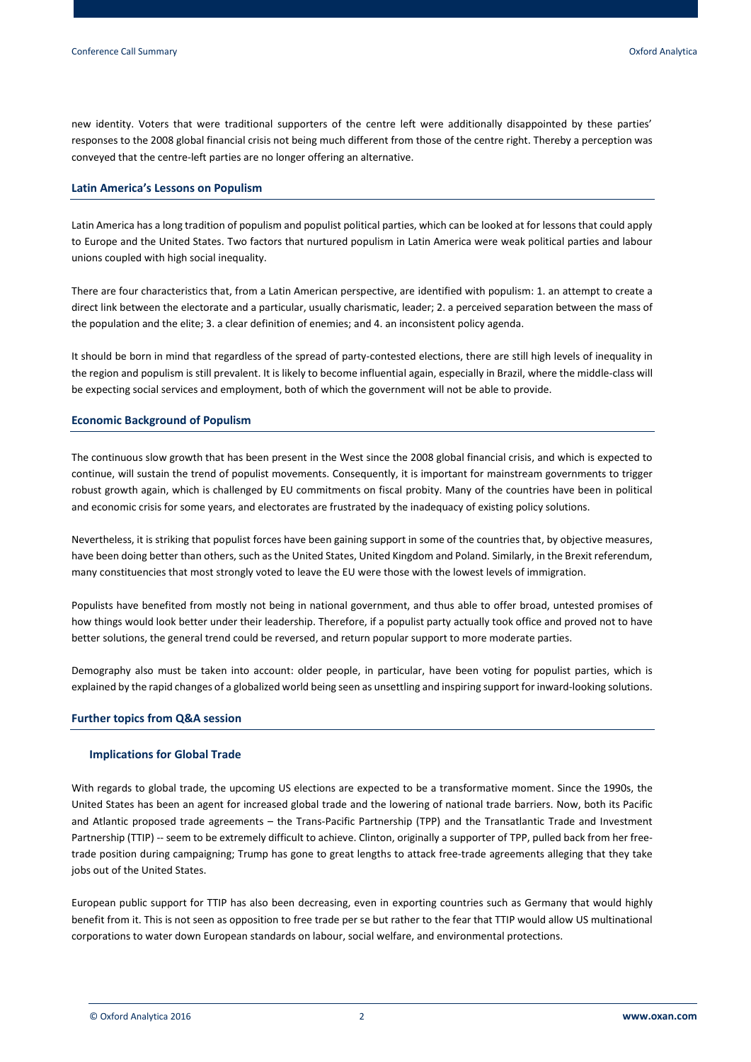new identity. Voters that were traditional supporters of the centre left were additionally disappointed by these parties' responses to the 2008 global financial crisis not being much different from those of the centre right. Thereby a perception was conveyed that the centre-left parties are no longer offering an alternative.

## Latin America's Lessons on Populism

Latin America has a long tradition of populism and populist political parties, which can be looked at for lessons that could apply to Europe and the United States. Two factors that nurtured populism in Latin America were weak political parties and labour unions coupled with high social inequality.

There are four characteristics that, from a Latin American perspective, are identified with populism: 1. an attempt to create a direct link between the electorate and a particular, usually charismatic, leader; 2. a perceived separation between the mass of the population and the elite; 3. a clear definition of enemies; and 4. an inconsistent policy agenda.

It should be born in mind that regardless of the spread of party-contested elections, there are still high levels of inequality in the region and populism is still prevalent. It is likely to become influential again, especially in Brazil, where the middle-class will be expecting social services and employment, both of which the government will not be able to provide.

## Economic Background of Populism

The continuous slow growth that has been present in the West since the 2008 global financial crisis, and which is expected to continue, will sustain the trend of populist movements. Consequently, it is important for mainstream governments to trigger robust growth again, which is challenged by EU commitments on fiscal probity. Many of the countries have been in political and economic crisis for some years, and electorates are frustrated by the inadequacy of existing policy solutions.

Nevertheless, it is striking that populist forces have been gaining support in some of the countries that, by objective measures, have been doing better than others, such as the United States, United Kingdom and Poland. Similarly, in the Brexit referendum, many constituencies that most strongly voted to leave the EU were those with the lowest levels of immigration.

Populists have benefited from mostly not being in national government, and thus able to offer broad, untested promises of how things would look better under their leadership. Therefore, if a populist party actually took office and proved not to have better solutions, the general trend could be reversed, and return popular support to more moderate parties.

Demography also must be taken into account: older people, in particular, have been voting for populist parties, which is explained by the rapid changes of a globalized world being seen as unsettling and inspiring support for inward-looking solutions.

## Further topics from Q&A session

### Implications for Global Trade

With regards to global trade, the upcoming US elections are expected to be a transformative moment. Since the 1990s, the United States has been an agent for increased global trade and the lowering of national trade barriers. Now, both its Pacific and Atlantic proposed trade agreements – the Trans-Pacific Partnership (TPP) and the Transatlantic Trade and Investment Partnership (TTIP) -- seem to be extremely difficult to achieve. Clinton, originally a supporter of TPP, pulled back from her free-trade position during campaigning; Trump has gone to great lengths to attack free-trade agreements alleging that they take jobs out of the United States.

European public support for TTIP has also been decreasing, even in exporting countries such as Germany that would highly benefit from it. This is not seen as opposition to free trade per se but rather to the fear that TTIP would allow US multinational corporations to water down European standards on labour, social welfare, and environmental protections.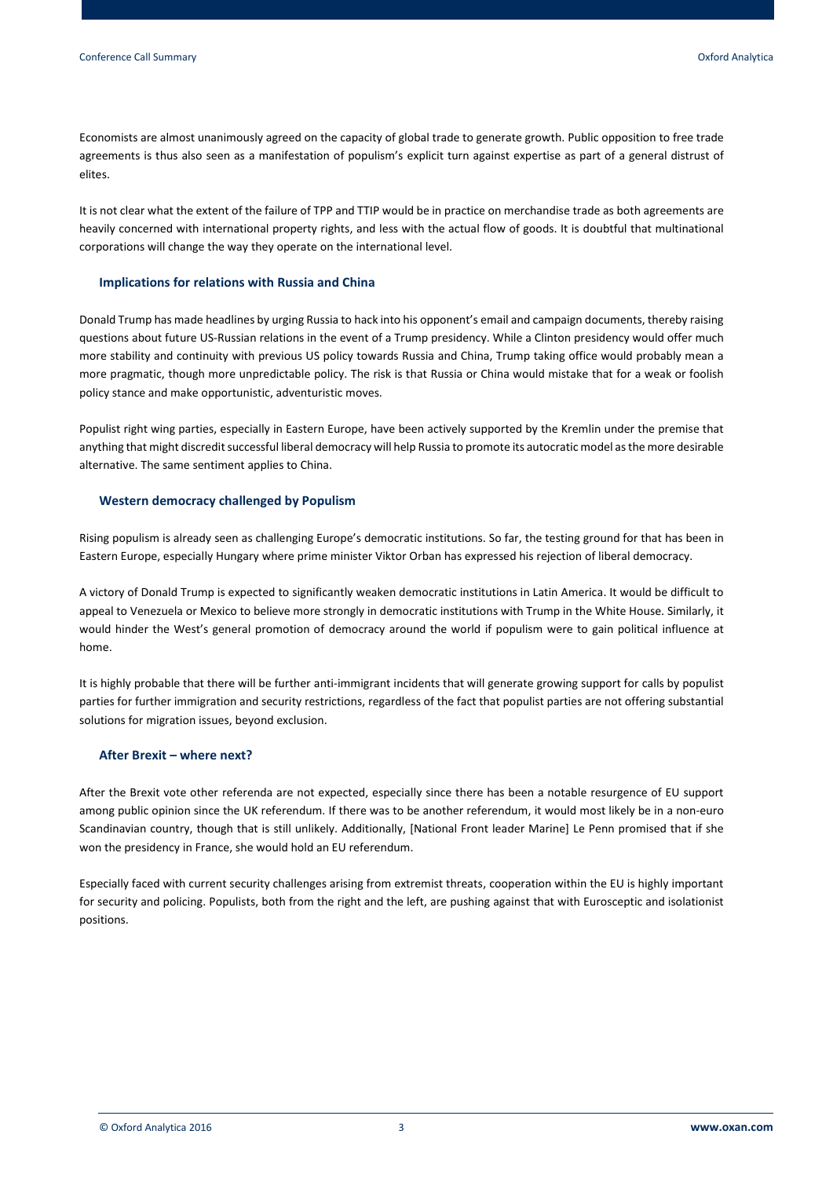Economists are almost unanimously agreed on the capacity of global trade to generate growth. Public opposition to free trade agreements is thus also seen as a manifestation of populism's explicit turn against expertise as part of a general distrust of elites.

It is not clear what the extent of the failure of TPP and TTIP would be in practice on merchandise trade as both agreements are heavily concerned with international property rights, and less with the actual flow of goods. It is doubtful that multinational corporations will change the way they operate on the international level.

### Implications for relations with Russia and China

Donald Trump has made headlines by urging Russia to hack into his opponent's email and campaign documents, thereby raising questions about future US-Russian relations in the event of a Trump presidency. While a Clinton presidency would offer much more stability and continuity with previous US policy towards Russia and China, Trump taking office would probably mean a more pragmatic, though more unpredictable policy. The risk is that Russia or China would mistake that for a weak or foolish policy stance and make opportunistic, adventuristic moves.

Populist right wing parties, especially in Eastern Europe, have been actively supported by the Kremlin under the premise that anything that might discredit successful liberal democracy will help Russia to promote its autocratic model as the more desirable alternative. The same sentiment applies to China.

### Western democracy challenged by Populism

Rising populism is already seen as challenging Europe's democratic institutions. So far, the testing ground for that has been in Eastern Europe, especially Hungary where prime minister Viktor Orban has expressed his rejection of liberal democracy.

A victory of Donald Trump is expected to significantly weaken democratic institutions in Latin America. It would be difficult to appeal to Venezuela or Mexico to believe more strongly in democratic institutions with Trump in the White House. Similarly, it would hinder the West's general promotion of democracy around the world if populism were to gain political influence at home.

It is highly probable that there will be further anti-immigrant incidents that will generate growing support for calls by populist parties for further immigration and security restrictions, regardless of the fact that populist parties are not offering substantial solutions for migration issues, beyond exclusion.

### After Brexit – where next?

After the Brexit vote other referenda are not expected, especially since there has been a notable resurgence of EU support among public opinion since the UK referendum. If there was to be another referendum, it would most likely be in a non-euro Scandinavian country, though that is still unlikely. Additionally, [National Front leader Marine] Le Penn promised that if she won the presidency in France, she would hold an EU referendum.

Especially faced with current security challenges arising from extremist threats, cooperation within the EU is highly important for security and policing. Populists, both from the right and the left, are pushing against that with Eurosceptic and isolationist positions.